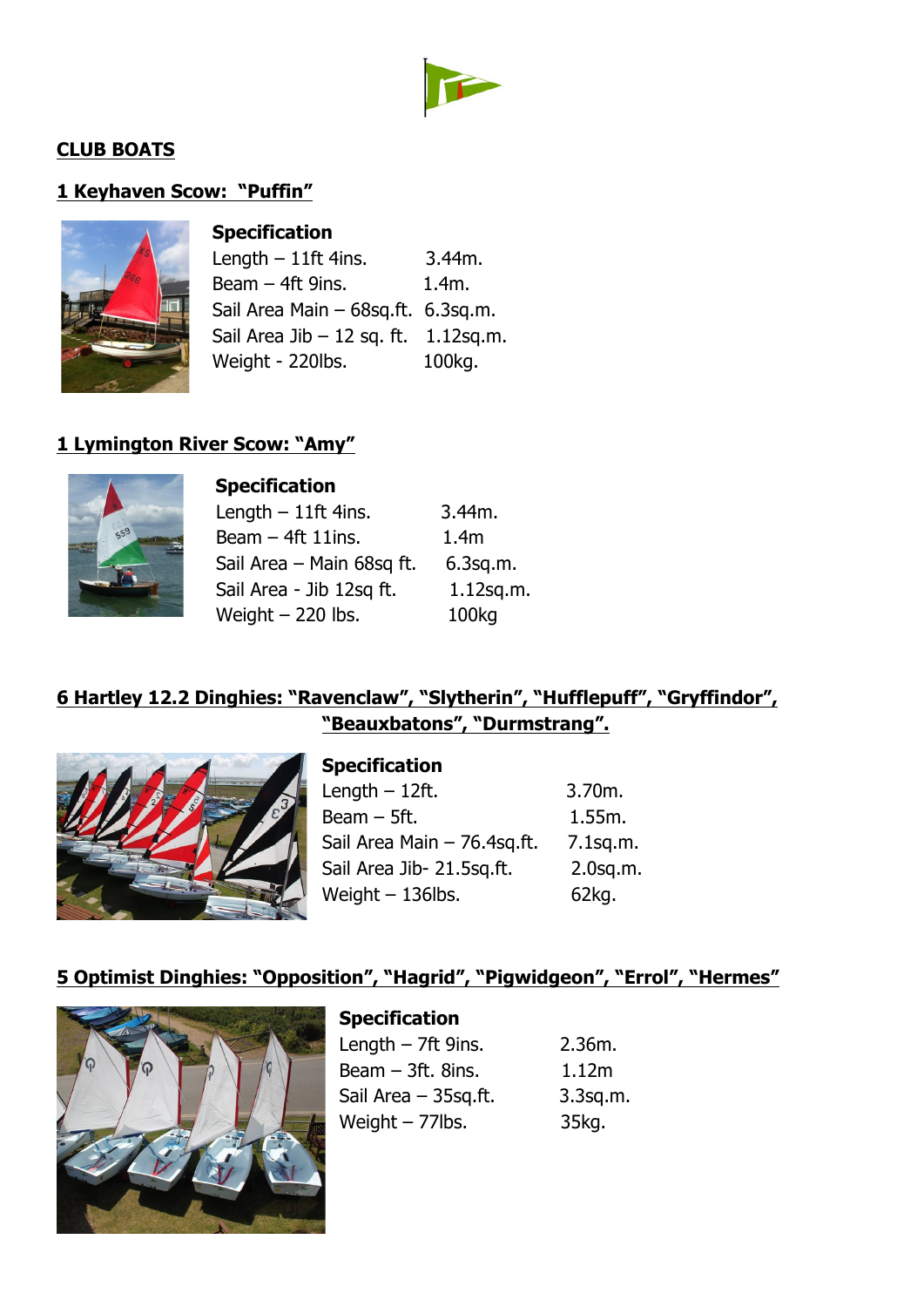## CLUB BOATS

### 1 Keyhaven Scow: "Puffin"

**Specification**

| | |
|---|---|
| Length – 11ft 4ins. | 3.44m. |
| Beam – 4ft 9ins. | 1.4m. |
| Sail Area Main – 68sq.ft. | 6.3sq.m. |
| Sail Area Jib – 12 sq. ft. | 1.12sq.m. |
| Weight - 220lbs. | 100kg. |

### 1 Lymington River Scow: "Amy"

**Specification**

| | |
|---|---|
| Length – 11ft 4ins. | 3.44m. |
| Beam – 4ft 11ins. | 1.4m |
| Sail Area – Main 68sq ft. | 6.3sq.m. |
| Sail Area - Jib 12sq ft. | 1.12sq.m. |
| Weight – 220 lbs. | 100kg |

### 6 Hartley 12.2 Dinghies: "Ravenclaw", "Slytherin", "Hufflepuff", "Gryffindor", "Beauxbatons", "Durmstrang".

**Specification**

| | |
|---|---|
| Length – 12ft. | 3.70m. |
| Beam – 5ft. | 1.55m. |
| Sail Area Main – 76.4sq.ft. | 7.1sq.m. |
| Sail Area Jib- 21.5sq.ft. | 2.0sq.m. |
| Weight – 136lbs. | 62kg. |

### 5 Optimist Dinghies: "Opposition", "Hagrid", "Pigwidgeon", "Errol", "Hermes"

**Specification**

| | |
|---|---|
| Length – 7ft 9ins. | 2.36m. |
| Beam – 3ft. 8ins. | 1.12m |
| Sail Area – 35sq.ft. | 3.3sq.m. |
| Weight – 77lbs. | 35kg. |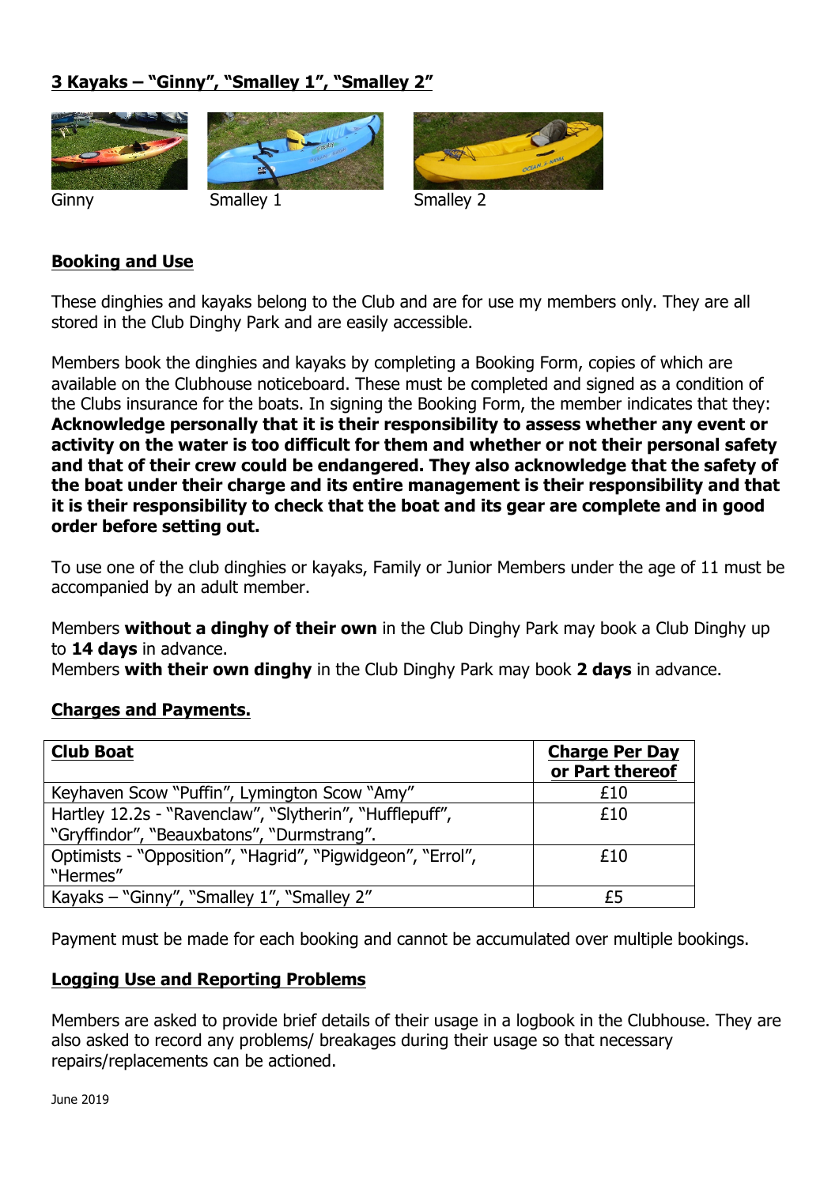**3 Kayaks – "Ginny", "Smalley 1", "Smalley 2"**

Ginny

Smalley 1

Smalley 2

## Booking and Use

These dinghies and kayaks belong to the Club and are for use my members only. They are all stored in the Club Dinghy Park and are easily accessible.

Members book the dinghies and kayaks by completing a Booking Form, copies of which are available on the Clubhouse noticeboard. These must be completed and signed as a condition of the Clubs insurance for the boats. In signing the Booking Form, the member indicates that they: **Acknowledge personally that it is their responsibility to assess whether any event or activity on the water is too difficult for them and whether or not their personal safety and that of their crew could be endangered. They also acknowledge that the safety of the boat under their charge and its entire management is their responsibility and that it is their responsibility to check that the boat and its gear are complete and in good order before setting out.**

To use one of the club dinghies or kayaks, Family or Junior Members under the age of 11 must be accompanied by an adult member.

Members **without a dinghy of their own** in the Club Dinghy Park may book a Club Dinghy up to **14 days** in advance.
Members **with their own dinghy** in the Club Dinghy Park may book **2 days** in advance.

## Charges and Payments.

| Club Boat | Charge Per Day or Part thereof |
|---|---|
| Keyhaven Scow "Puffin", Lymington Scow "Amy" | £10 |
| Hartley 12.2s - "Ravenclaw", "Slytherin", "Hufflepuff", "Gryffindor", "Beauxbatons", "Durmstrang". | £10 |
| Optimists - "Opposition", "Hagrid", "Pigwidgeon", "Errol", "Hermes" | £10 |
| Kayaks – "Ginny", "Smalley 1", "Smalley 2" | £5 |

Payment must be made for each booking and cannot be accumulated over multiple bookings.

## Logging Use and Reporting Problems

Members are asked to provide brief details of their usage in a logbook in the Clubhouse. They are also asked to record any problems/ breakages during their usage so that necessary repairs/replacements can be actioned.

June 2019